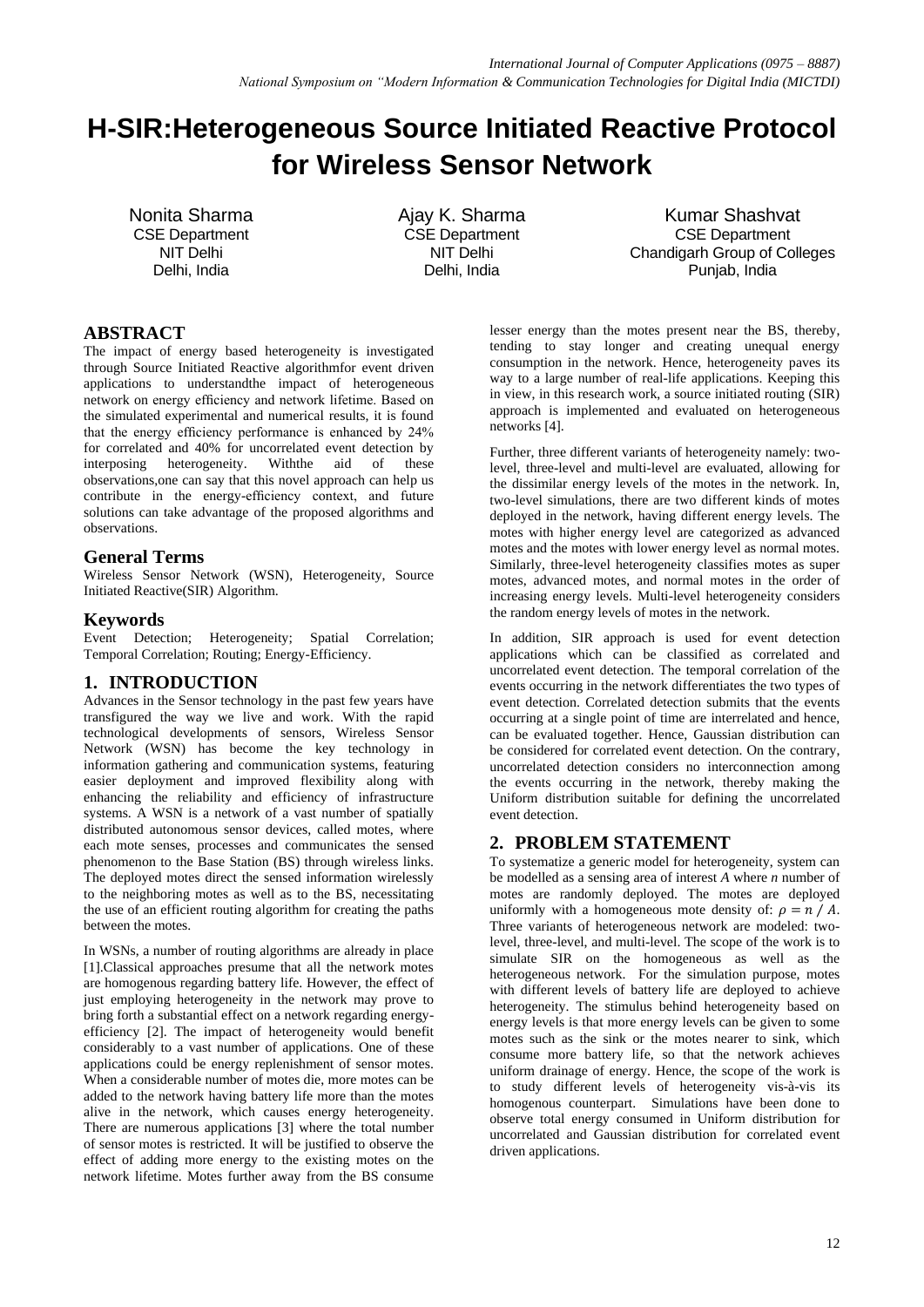# H-SIR:Heterogeneous Source Initiated Reactive Protocol for Wireless Sensor Network

Nonita Sharma
CSE Department
NIT Delhi
Delhi, India

Ajay K. Sharma
CSE Department
NIT Delhi
Delhi, India

Kumar Shashvat
CSE Department
Chandigarh Group of Colleges
Punjab, India

## ABSTRACT

The impact of energy based heterogeneity is investigated through Source Initiated Reactive algorithmfor event driven applications to understandthe impact of heterogeneous network on energy efficiency and network lifetime. Based on the simulated experimental and numerical results, it is found that the energy efficiency performance is enhanced by 24% for correlated and 40% for uncorrelated event detection by interposing heterogeneity. Withthe aid of these observations,one can say that this novel approach can help us contribute in the energy-efficiency context, and future solutions can take advantage of the proposed algorithms and observations.

## General Terms

Wireless Sensor Network (WSN), Heterogeneity, Source Initiated Reactive(SIR) Algorithm.

## Keywords

Event Detection; Heterogeneity; Spatial Correlation; Temporal Correlation; Routing; Energy-Efficiency.

## 1. INTRODUCTION

Advances in the Sensor technology in the past few years have transfigured the way we live and work. With the rapid technological developments of sensors, Wireless Sensor Network (WSN) has become the key technology in information gathering and communication systems, featuring easier deployment and improved flexibility along with enhancing the reliability and efficiency of infrastructure systems. A WSN is a network of a vast number of spatially distributed autonomous sensor devices, called motes, where each mote senses, processes and communicates the sensed phenomenon to the Base Station (BS) through wireless links. The deployed motes direct the sensed information wirelessly to the neighboring motes as well as to the BS, necessitating the use of an efficient routing algorithm for creating the paths between the motes.

In WSNs, a number of routing algorithms are already in place [1].Classical approaches presume that all the network motes are homogenous regarding battery life. However, the effect of just employing heterogeneity in the network may prove to bring forth a substantial effect on a network regarding energy-efficiency [2]. The impact of heterogeneity would benefit considerably to a vast number of applications. One of these applications could be energy replenishment of sensor motes. When a considerable number of motes die, more motes can be added to the network having battery life more than the motes alive in the network, which causes energy heterogeneity. There are numerous applications [3] where the total number of sensor motes is restricted. It will be justified to observe the effect of adding more energy to the existing motes on the network lifetime. Motes further away from the BS consume lesser energy than the motes present near the BS, thereby, tending to stay longer and creating unequal energy consumption in the network. Hence, heterogeneity paves its way to a large number of real-life applications. Keeping this in view, in this research work, a source initiated routing (SIR) approach is implemented and evaluated on heterogeneous networks [4].

Further, three different variants of heterogeneity namely: two-level, three-level and multi-level are evaluated, allowing for the dissimilar energy levels of the motes in the network. In, two-level simulations, there are two different kinds of motes deployed in the network, having different energy levels. The motes with higher energy level are categorized as advanced motes and the motes with lower energy level as normal motes. Similarly, three-level heterogeneity classifies motes as super motes, advanced motes, and normal motes in the order of increasing energy levels. Multi-level heterogeneity considers the random energy levels of motes in the network.

In addition, SIR approach is used for event detection applications which can be classified as correlated and uncorrelated event detection. The temporal correlation of the events occurring in the network differentiates the two types of event detection. Correlated detection submits that the events occurring at a single point of time are interrelated and hence, can be evaluated together. Hence, Gaussian distribution can be considered for correlated event detection. On the contrary, uncorrelated detection considers no interconnection among the events occurring in the network, thereby making the Uniform distribution suitable for defining the uncorrelated event detection.

## 2. PROBLEM STATEMENT

To systematize a generic model for heterogeneity, system can be modelled as a sensing area of interest *A* where *n* number of motes are randomly deployed. The motes are deployed uniformly with a homogeneous mote density of: $\rho = n / A$. Three variants of heterogeneous network are modeled: two-level, three-level, and multi-level. The scope of the work is to simulate SIR on the homogeneous as well as the heterogeneous network. For the simulation purpose, motes with different levels of battery life are deployed to achieve heterogeneity. The stimulus behind heterogeneity based on energy levels is that more energy levels can be given to some motes such as the sink or the motes nearer to sink, which consume more battery life, so that the network achieves uniform drainage of energy. Hence, the scope of the work is to study different levels of heterogeneity vis-à-vis its homogenous counterpart. Simulations have been done to observe total energy consumed in Uniform distribution for uncorrelated and Gaussian distribution for correlated event driven applications.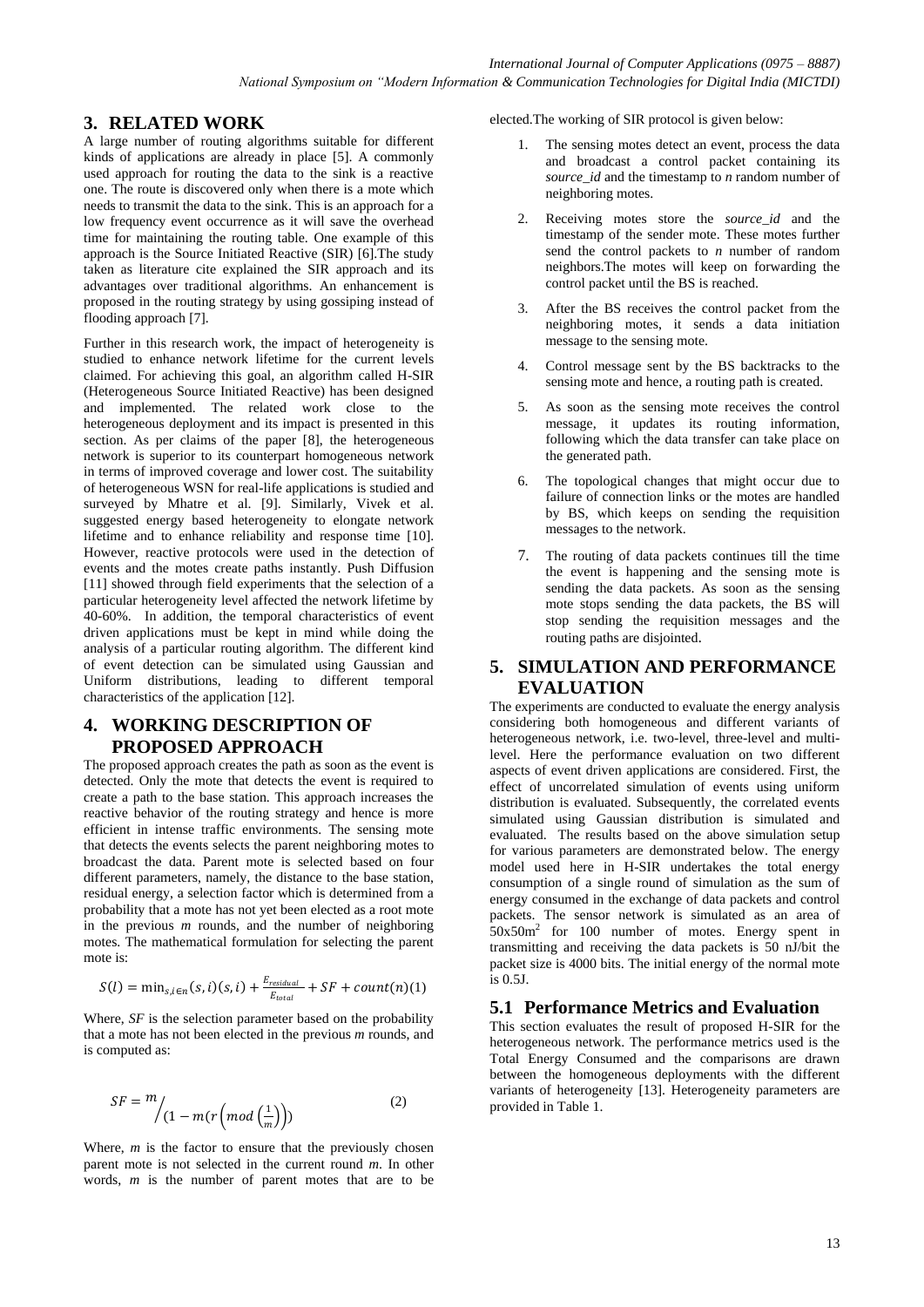## 3. RELATED WORK

A large number of routing algorithms suitable for different kinds of applications are already in place [5]. A commonly used approach for routing the data to the sink is a reactive one. The route is discovered only when there is a mote which needs to transmit the data to the sink. This is an approach for a low frequency event occurrence as it will save the overhead time for maintaining the routing table. One example of this approach is the Source Initiated Reactive (SIR) [6].The study taken as literature cite explained the SIR approach and its advantages over traditional algorithms. An enhancement is proposed in the routing strategy by using gossiping instead of flooding approach [7].

Further in this research work, the impact of heterogeneity is studied to enhance network lifetime for the current levels claimed. For achieving this goal, an algorithm called H-SIR (Heterogeneous Source Initiated Reactive) has been designed and implemented. The related work close to the heterogeneous deployment and its impact is presented in this section. As per claims of the paper [8], the heterogeneous network is superior to its counterpart homogeneous network in terms of improved coverage and lower cost. The suitability of heterogeneous WSN for real-life applications is studied and surveyed by Mhatre et al. [9]. Similarly, Vivek et al. suggested energy based heterogeneity to elongate network lifetime and to enhance reliability and response time [10]. However, reactive protocols were used in the detection of events and the motes create paths instantly. Push Diffusion [11] showed through field experiments that the selection of a particular heterogeneity level affected the network lifetime by 40-60%. In addition, the temporal characteristics of event driven applications must be kept in mind while doing the analysis of a particular routing algorithm. The different kind of event detection can be simulated using Gaussian and Uniform distributions, leading to different temporal characteristics of the application [12].

## 4. WORKING DESCRIPTION OF PROPOSED APPROACH

The proposed approach creates the path as soon as the event is detected. Only the mote that detects the event is required to create a path to the base station. This approach increases the reactive behavior of the routing strategy and hence is more efficient in intense traffic environments. The sensing mote that detects the events selects the parent neighboring motes to broadcast the data. Parent mote is selected based on four different parameters, namely, the distance to the base station, residual energy, a selection factor which is determined from a probability that a mote has not yet been elected as a root mote in the previous *m* rounds, and the number of neighboring motes. The mathematical formulation for selecting the parent mote is:

$$S(l) = \min_{s,i \in n}(s,i)(s,i) + \frac{E_{residual}}{E_{total}} + SF + count(n) \quad (1)$$

Where, *SF* is the selection parameter based on the probability that a mote has not been elected in the previous *m* rounds, and is computed as:

$$SF = m \Big/ \left(1 - m\left(r\left(mod\left(\frac{1}{m}\right)\right)\right)\right) \quad (2)$$

Where, *m* is the factor to ensure that the previously chosen parent mote is not selected in the current round *m*. In other words, *m* is the number of parent motes that are to be elected.The working of SIR protocol is given below:

1. The sensing motes detect an event, process the data and broadcast a control packet containing its *source_id* and the timestamp to *n* random number of neighboring motes.
2. Receiving motes store the *source_id* and the timestamp of the sender mote. These motes further send the control packets to *n* number of random neighbors.The motes will keep on forwarding the control packet until the BS is reached.
3. After the BS receives the control packet from the neighboring motes, it sends a data initiation message to the sensing mote.
4. Control message sent by the BS backtracks to the sensing mote and hence, a routing path is created.
5. As soon as the sensing mote receives the control message, it updates its routing information, following which the data transfer can take place on the generated path.
6. The topological changes that might occur due to failure of connection links or the motes are handled by BS, which keeps on sending the requisition messages to the network.
7. The routing of data packets continues till the time the event is happening and the sensing mote is sending the data packets. As soon as the sensing mote stops sending the data packets, the BS will stop sending the requisition messages and the routing paths are disjointed.

## 5. SIMULATION AND PERFORMANCE EVALUATION

The experiments are conducted to evaluate the energy analysis considering both homogeneous and different variants of heterogeneous network, i.e. two-level, three-level and multi-level. Here the performance evaluation on two different aspects of event driven applications are considered. First, the effect of uncorrelated simulation of events using uniform distribution is evaluated. Subsequently, the correlated events simulated using Gaussian distribution is simulated and evaluated. The results based on the above simulation setup for various parameters are demonstrated below. The energy model used here in H-SIR undertakes the total energy consumption of a single round of simulation as the sum of energy consumed in the exchange of data packets and control packets. The sensor network is simulated as an area of $50x50m^2$ for 100 number of motes. Energy spent in transmitting and receiving the data packets is 50 nJ/bit the packet size is 4000 bits. The initial energy of the normal mote is 0.5J.

### 5.1 Performance Metrics and Evaluation

This section evaluates the result of proposed H-SIR for the heterogeneous network. The performance metrics used is the Total Energy Consumed and the comparisons are drawn between the homogeneous deployments with the different variants of heterogeneity [13]. Heterogeneity parameters are provided in Table 1.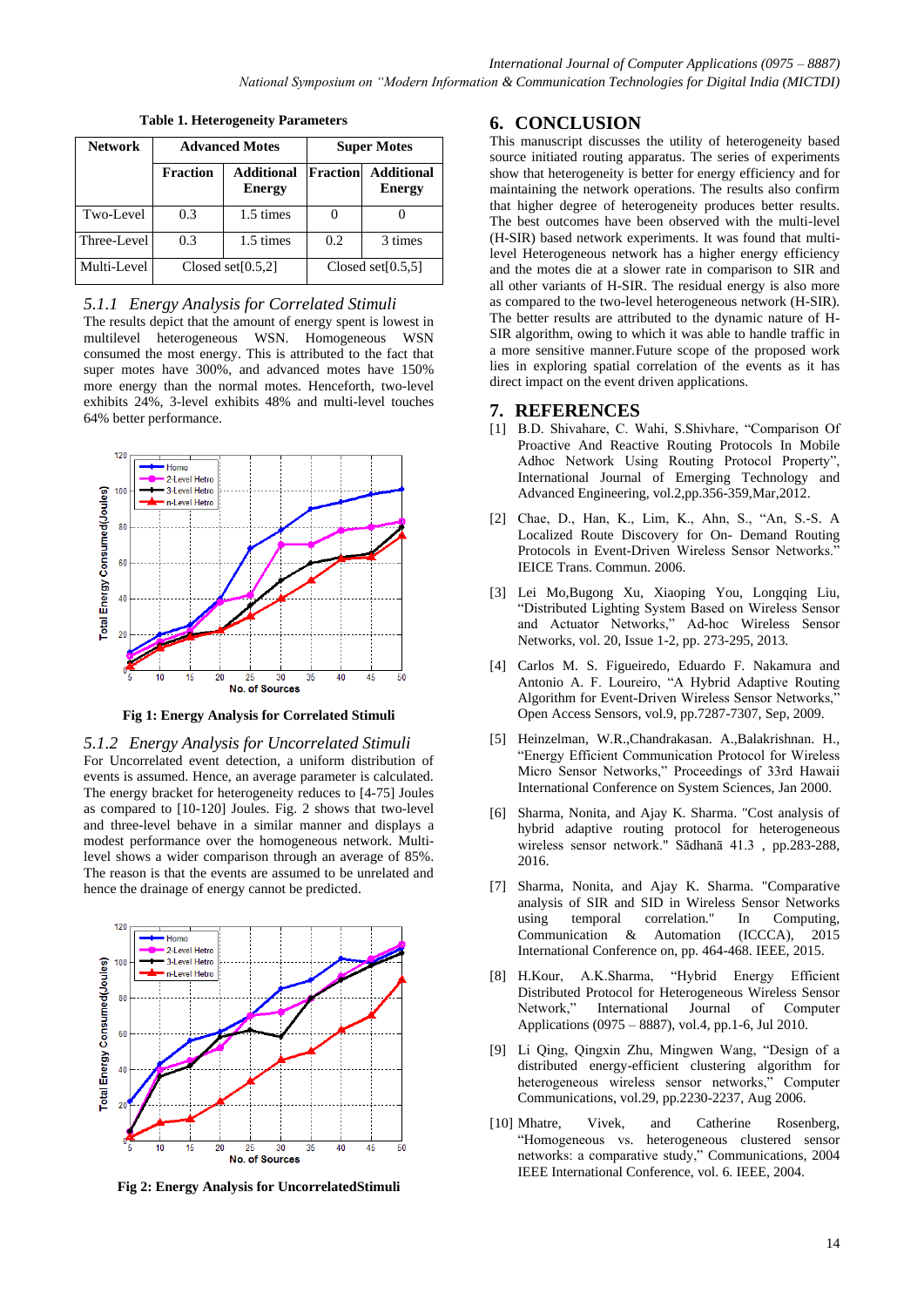**Table 1. Heterogeneity Parameters**

| Network | Advanced Motes | | Super Motes | |
|---|---|---|---|---|
| | Fraction | Additional Energy | Fraction | Additional Energy |
| Two-Level | 0.3 | 1.5 times | 0 | 0 |
| Three-Level | 0.3 | 1.5 times | 0.2 | 3 times |
| Multi-Level | Closed set[0.5,2] | | Closed set[0.5,5] | |

### *5.1.1 Energy Analysis for Correlated Stimuli*

The results depict that the amount of energy spent is lowest in multilevel heterogeneous WSN. Homogeneous WSN consumed the most energy. This is attributed to the fact that super motes have 300%, and advanced motes have 150% more energy than the normal motes. Henceforth, two-level exhibits 24%, 3-level exhibits 48% and multi-level touches 64% better performance.

**Fig 1: Energy Analysis for Correlated Stimuli**

### *5.1.2 Energy Analysis for Uncorrelated Stimuli*

For Uncorrelated event detection, a uniform distribution of events is assumed. Hence, an average parameter is calculated. The energy bracket for heterogeneity reduces to [4-75] Joules as compared to [10-120] Joules. Fig. 2 shows that two-level and three-level behave in a similar manner and displays a modest performance over the homogeneous network. Multi-level shows a wider comparison through an average of 85%. The reason is that the events are assumed to be unrelated and hence the drainage of energy cannot be predicted.

**Fig 2: Energy Analysis for UncorrelatedStimuli**

## 6. CONCLUSION

This manuscript discusses the utility of heterogeneity based source initiated routing apparatus. The series of experiments show that heterogeneity is better for energy efficiency and for maintaining the network operations. The results also confirm that higher degree of heterogeneity produces better results. The best outcomes have been observed with the multi-level (H-SIR) based network experiments. It was found that multi-level Heterogeneous network has a higher energy efficiency and the motes die at a slower rate in comparison to SIR and all other variants of H-SIR. The residual energy is also more as compared to the two-level heterogeneous network (H-SIR). The better results are attributed to the dynamic nature of H-SIR algorithm, owing to which it was able to handle traffic in a more sensitive manner.Future scope of the proposed work lies in exploring spatial correlation of the events as it has direct impact on the event driven applications.

## 7. REFERENCES

[1] B.D. Shivahare, C. Wahi, S.Shivhare, "Comparison Of Proactive And Reactive Routing Protocols In Mobile Adhoc Network Using Routing Protocol Property", International Journal of Emerging Technology and Advanced Engineering, vol.2,pp.356-359,Mar,2012.

[2] Chae, D., Han, K., Lim, K., Ahn, S.-S. A Localized Route Discovery for On- Demand Routing Protocols in Event-Driven Wireless Sensor Networks." IEICE Trans. Commun. 2006.

[3] Lei Mo,Bugong Xu, Xiaoping You, Longqing Liu, "Distributed Lighting System Based on Wireless Sensor and Actuator Networks," Ad-hoc Wireless Sensor Networks, vol. 20, Issue 1-2, pp. 273-295, 2013.

[4] Carlos M. S. Figueiredo, Eduardo F. Nakamura and Antonio A. F. Loureiro, "A Hybrid Adaptive Routing Algorithm for Event-Driven Wireless Sensor Networks," Open Access Sensors, vol.9, pp.7287-7307, Sep, 2009.

[5] Heinzelman, W.R.,Chandrakasan. A.,Balakrishnan. H., "Energy Efficient Communication Protocol for Wireless Micro Sensor Networks," Proceedings of 33rd Hawaii International Conference on System Sciences, Jan 2000.

[6] Sharma, Nonita, and Ajay K. Sharma. "Cost analysis of hybrid adaptive routing protocol for heterogeneous wireless sensor network." Sādhanā 41.3 , pp.283-288, 2016.

[7] Sharma, Nonita, and Ajay K. Sharma. "Comparative analysis of SIR and SID in Wireless Sensor Networks using temporal correlation." In Computing, Communication & Automation (ICCCA), 2015 International Conference on, pp. 464-468. IEEE, 2015.

[8] H.Kour, A.K.Sharma, "Hybrid Energy Efficient Distributed Protocol for Heterogeneous Wireless Sensor Network," International Journal of Computer Applications (0975 – 8887), vol.4, pp.1-6, Jul 2010.

[9] Li Qing, Qingxin Zhu, Mingwen Wang, "Design of a distributed energy-efficient clustering algorithm for heterogeneous wireless sensor networks," Computer Communications, vol.29, pp.2230-2237, Aug 2006.

[10] Mhatre, Vivek, and Catherine Rosenberg, "Homogeneous vs. heterogeneous clustered sensor networks: a comparative study," Communications, 2004 IEEE International Conference, vol. 6. IEEE, 2004.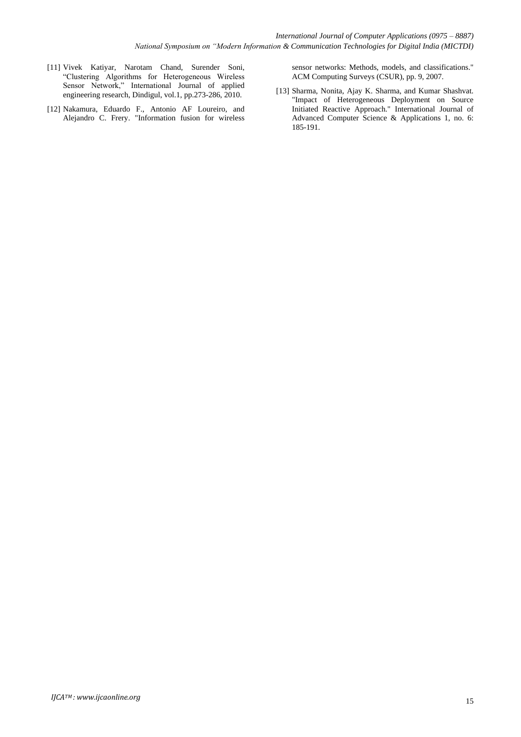[11] Vivek Katiyar, Narotam Chand, Surender Soni, "Clustering Algorithms for Heterogeneous Wireless Sensor Network," International Journal of applied engineering research, Dindigul, vol.1, pp.273-286, 2010.

[12] Nakamura, Eduardo F., Antonio AF Loureiro, and Alejandro C. Frery. "Information fusion for wireless sensor networks: Methods, models, and classifications." ACM Computing Surveys (CSUR), pp. 9, 2007.

[13] Sharma, Nonita, Ajay K. Sharma, and Kumar Shashvat. "Impact of Heterogeneous Deployment on Source Initiated Reactive Approach." International Journal of Advanced Computer Science & Applications 1, no. 6: 185-191.